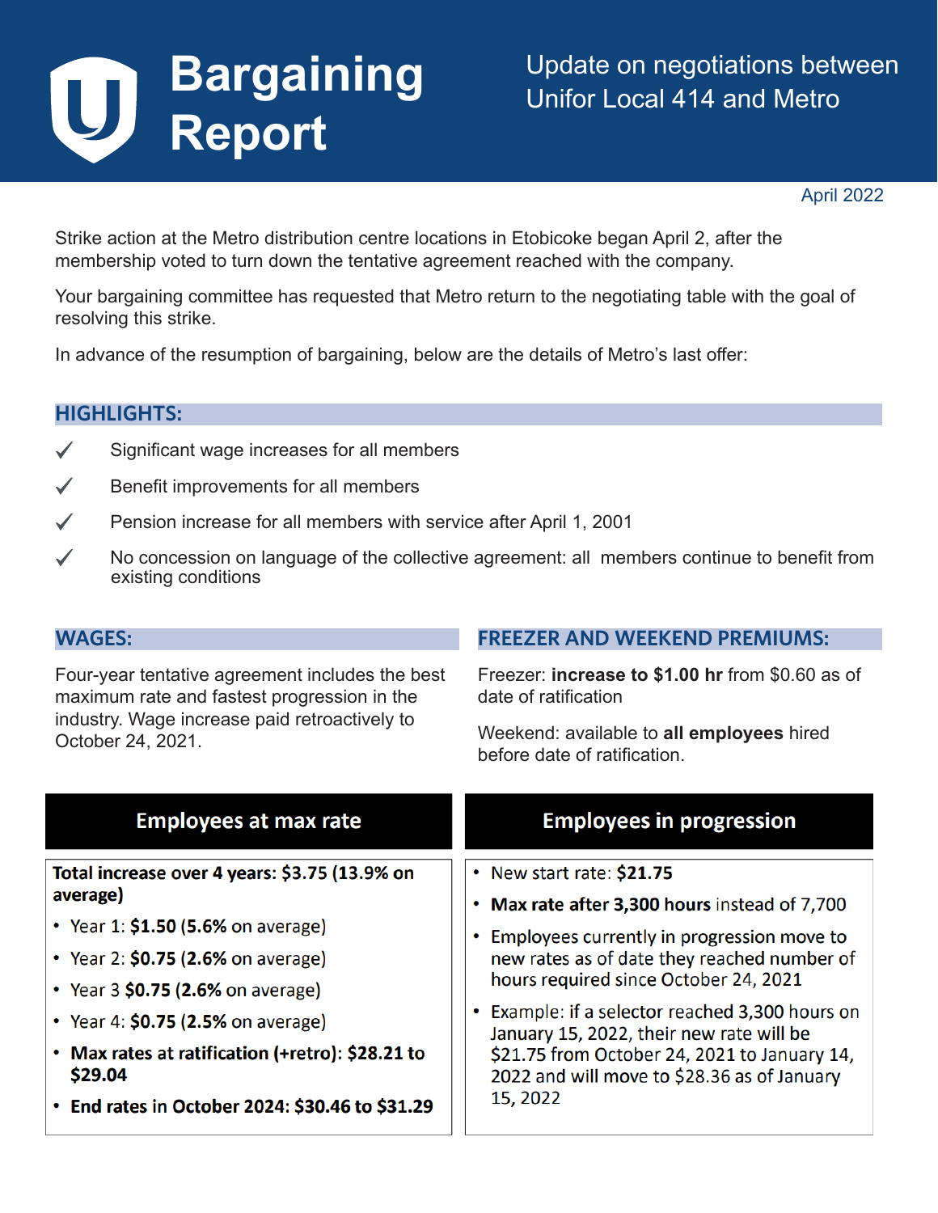# Bargaining Report

Update on negotiations between Unifor Local 414 and Metro

April 2022

Strike action at the Metro distribution centre locations in Etobicoke began April 2, after the membership voted to turn down the tentative agreement reached with the company.

Your bargaining committee has requested that Metro return to the negotiating table with the goal of resolving this strike.

In advance of the resumption of bargaining, below are the details of Metro's last offer:

## HIGHLIGHTS:

- ✓ Significant wage increases for all members
- ✓ Benefit improvements for all members
- ✓ Pension increase for all members with service after April 1, 2001
- ✓ No concession on language of the collective agreement: all members continue to benefit from existing conditions

## WAGES:

Four-year tentative agreement includes the best maximum rate and fastest progression in the industry. Wage increase paid retroactively to October 24, 2021.

## FREEZER AND WEEKEND PREMIUMS:

Freezer: **increase to $1.00 hr** from $0.60 as of date of ratification

Weekend: available to **all employees** hired before date of ratification.

### Employees at max rate

**Total increase over 4 years: $3.75 (13.9% on average)**

- Year 1: **$1.50** (**5.6%** on average)
- Year 2: **$0.75** (**2.6%** on average)
- Year 3 **$0.75** (**2.6%** on average)
- Year 4: **$0.75** (**2.5%** on average)
- **Max rates at ratification (+retro): $28.21 to $29.04**
- **End rates in October 2024: $30.46 to $31.29**

### Employees in progression

- New start rate: **$21.75**
- **Max rate after 3,300 hours** instead of 7,700
- Employees currently in progression move to new rates as of date they reached number of hours required since October 24, 2021
- Example: if a selector reached 3,300 hours on January 15, 2022, their new rate will be $21.75 from October 24, 2021 to January 14, 2022 and will move to $28.36 as of January 15, 2022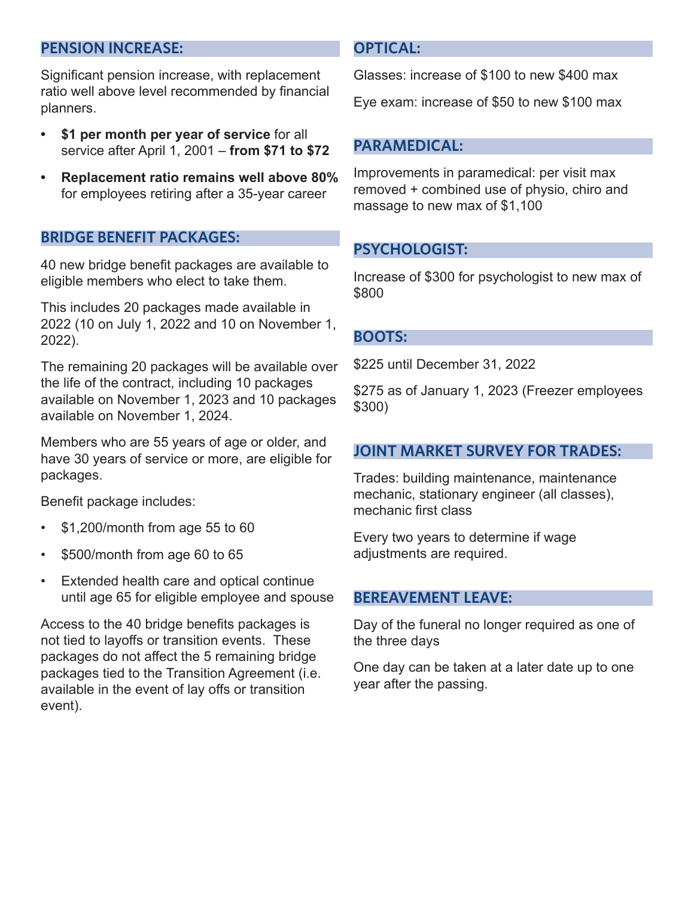## PENSION INCREASE:

Significant pension increase, with replacement ratio well above level recommended by financial planners.

- **$1 per month per year of service** for all service after April 1, 2001 – **from $71 to $72**
- **Replacement ratio remains well above 80%** for employees retiring after a 35-year career

## BRIDGE BENEFIT PACKAGES:

40 new bridge benefit packages are available to eligible members who elect to take them.

This includes 20 packages made available in 2022 (10 on July 1, 2022 and 10 on November 1, 2022).

The remaining 20 packages will be available over the life of the contract, including 10 packages available on November 1, 2023 and 10 packages available on November 1, 2024.

Members who are 55 years of age or older, and have 30 years of service or more, are eligible for packages.

Benefit package includes:

- $1,200/month from age 55 to 60
- $500/month from age 60 to 65
- Extended health care and optical continue until age 65 for eligible employee and spouse

Access to the 40 bridge benefits packages is not tied to layoffs or transition events. These packages do not affect the 5 remaining bridge packages tied to the Transition Agreement (i.e. available in the event of lay offs or transition event).

## OPTICAL:

Glasses: increase of $100 to new $400 max

Eye exam: increase of $50 to new $100 max

## PARAMEDICAL:

Improvements in paramedical: per visit max removed + combined use of physio, chiro and massage to new max of $1,100

## PSYCHOLOGIST:

Increase of $300 for psychologist to new max of $800

## BOOTS:

$225 until December 31, 2022

$275 as of January 1, 2023 (Freezer employees $300)

## JOINT MARKET SURVEY FOR TRADES:

Trades: building maintenance, maintenance mechanic, stationary engineer (all classes), mechanic first class

Every two years to determine if wage adjustments are required.

## BEREAVEMENT LEAVE:

Day of the funeral no longer required as one of the three days

One day can be taken at a later date up to one year after the passing.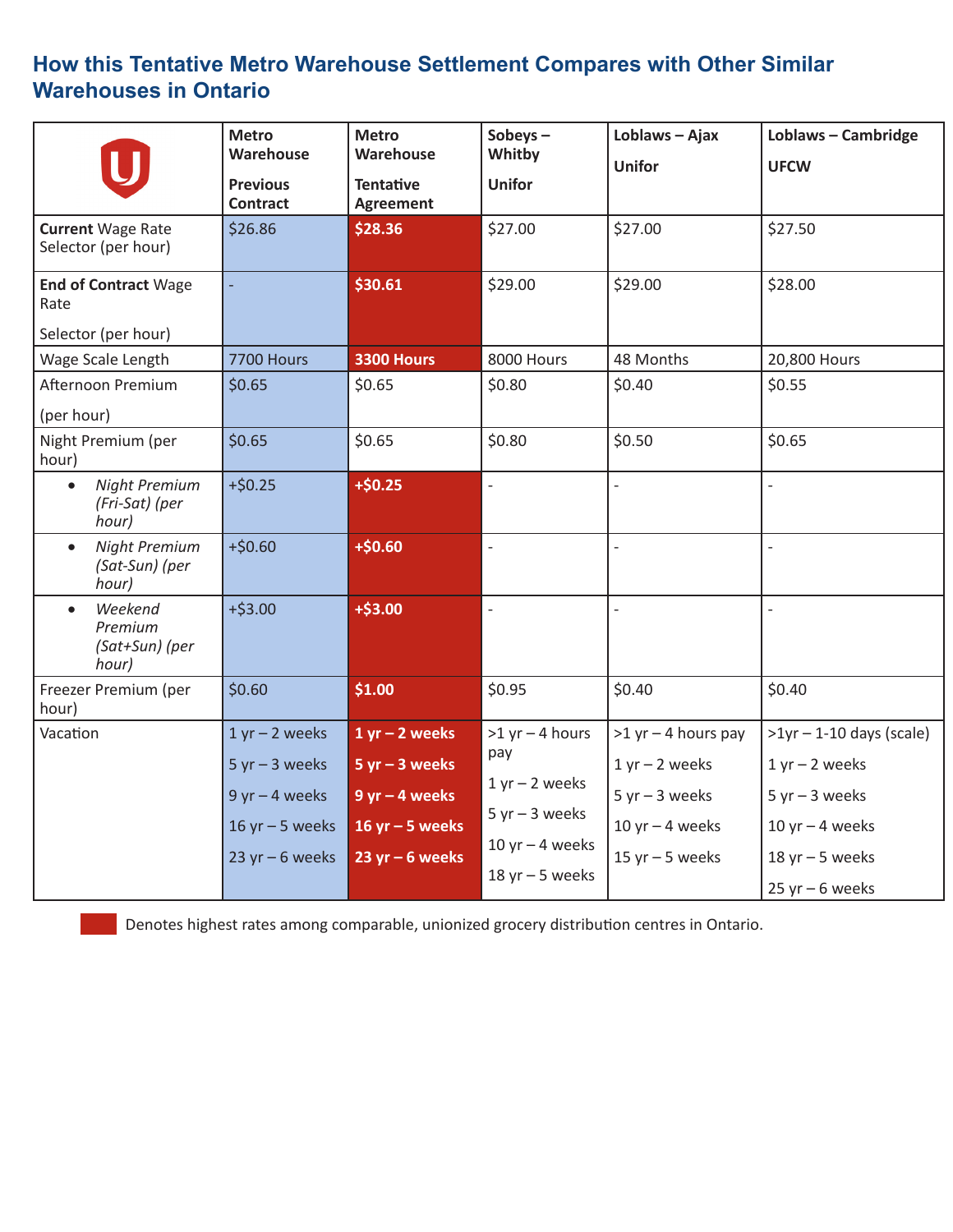# How this Tentative Metro Warehouse Settlement Compares with Other Similar Warehouses in Ontario

| | Metro Warehouse<br><br>Previous Contract | Metro Warehouse<br><br>Tentative Agreement | Sobeys – Whitby<br><br>Unifor | Loblaws – Ajax<br><br>Unifor | Loblaws – Cambridge<br><br>UFCW |
|---|---|---|---|---|---|
| **Current** Wage Rate Selector (per hour) | $26.86 | **$28.36** | $27.00 | $27.00 | $27.50 |
| **End of Contract** Wage Rate<br><br>Selector (per hour) | - | **$30.61** | $29.00 | $29.00 | $28.00 |
| Wage Scale Length | 7700 Hours | **3300 Hours** | 8000 Hours | 48 Months | 20,800 Hours |
| Afternoon Premium<br><br>(per hour) | $0.65 | $0.65 | $0.80 | $0.40 | $0.55 |
| Night Premium (per hour) | $0.65 | $0.65 | $0.80 | $0.50 | $0.65 |
| • *Night Premium (Fri-Sat) (per hour)* | +$0.25 | **+$0.25** | - | - | - |
| • *Night Premium (Sat-Sun) (per hour)* | +$0.60 | **+$0.60** | - | - | - |
| • *Weekend Premium (Sat+Sun) (per hour)* | +$3.00 | **+$3.00** | - | - | - |
| Freezer Premium (per hour) | $0.60 | **$1.00** | $0.95 | $0.40 | $0.40 |
| Vacation | 1 yr – 2 weeks<br>5 yr – 3 weeks<br>9 yr – 4 weeks<br>16 yr – 5 weeks<br>23 yr – 6 weeks | **1 yr – 2 weeks**<br>**5 yr – 3 weeks**<br>**9 yr – 4 weeks**<br>**16 yr – 5 weeks**<br>**23 yr – 6 weeks** | >1 yr – 4 hours pay<br>1 yr – 2 weeks<br>5 yr – 3 weeks<br>10 yr – 4 weeks<br>18 yr – 5 weeks | >1 yr – 4 hours pay<br>1 yr – 2 weeks<br>5 yr – 3 weeks<br>10 yr – 4 weeks<br>15 yr – 5 weeks | >1yr – 1-10 days (scale)<br>1 yr – 2 weeks<br>5 yr – 3 weeks<br>10 yr – 4 weeks<br>18 yr – 5 weeks<br>25 yr – 6 weeks |

Denotes highest rates among comparable, unionized grocery distribution centres in Ontario.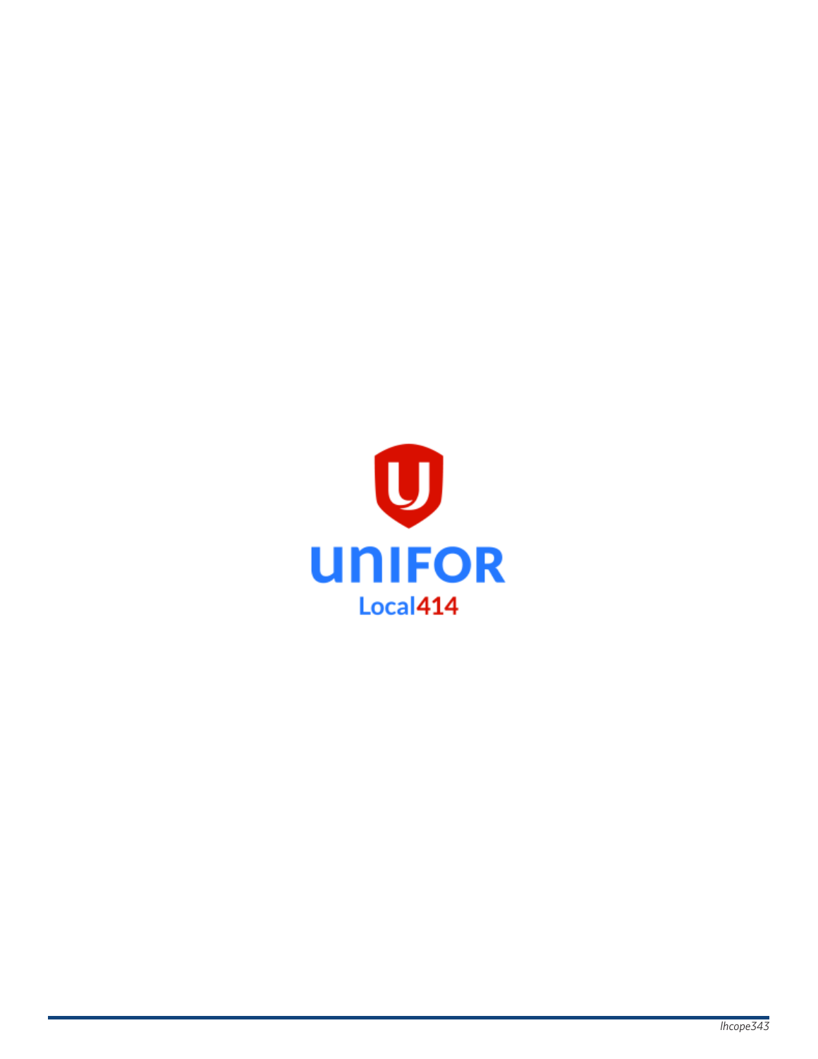UNIFOR

Local414

lhcope343